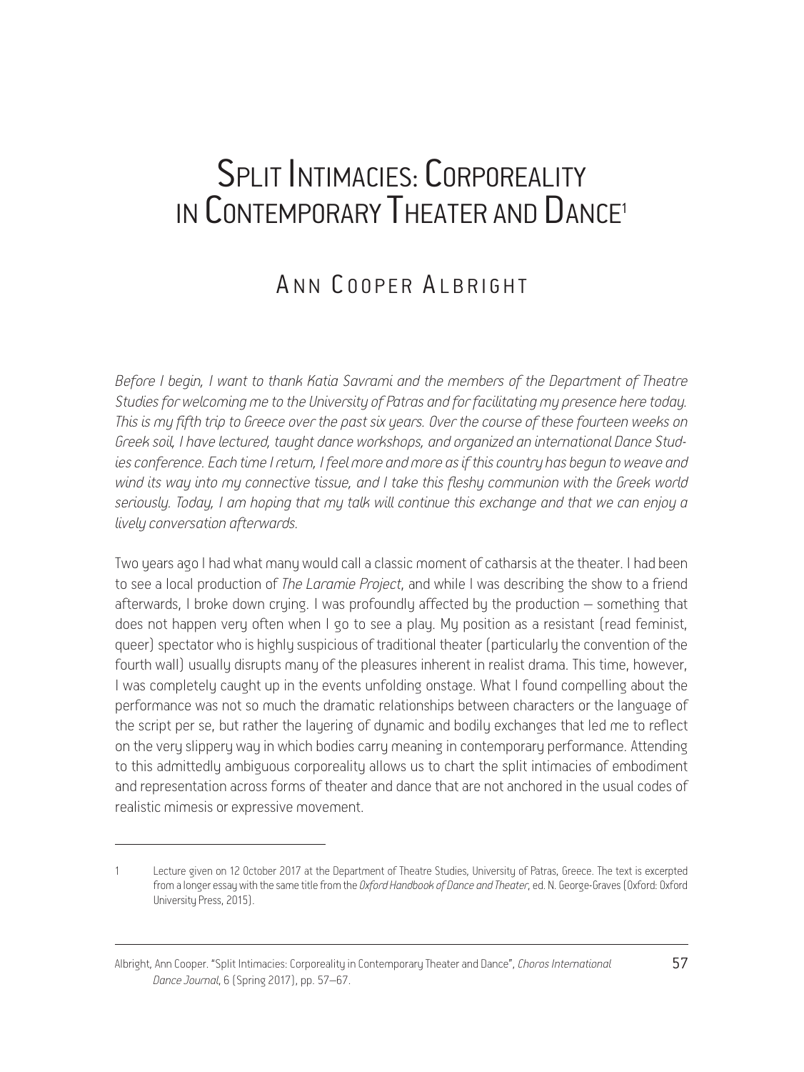# Split Intimacies: Corporeality in Contemporary Theater and Dance[1]

## Ann Cooper Albright

*Before I begin, I want to thank Katia Savrami and the members of the Department of Theatre Studies for welcoming me to the University of Patras and for facilitating my presence here today. This is my fifth trip to Greece over the past six years. Over the course of these fourteen weeks on Greek soil, I have lectured, taught dance workshops, and organized an international Dance Studies conference. Each time I return, I feel more and more as if this country has begun to weave and wind its way into my connective tissue, and I take this fleshy communion with the Greek world seriously. Today, I am hoping that my talk will continue this exchange and that we can enjoy a lively conversation afterwards.*

Two years ago I had what many would call a classic moment of catharsis at the theater. I had been to see a local production of *The Laramie Project*, and while I was describing the show to a friend afterwards, I broke down crying. I was profoundly affected by the production – something that does not happen very often when I go to see a play. My position as a resistant (read feminist, queer) spectator who is highly suspicious of traditional theater (particularly the convention of the fourth wall) usually disrupts many of the pleasures inherent in realist drama. This time, however, I was completely caught up in the events unfolding onstage. What I found compelling about the performance was not so much the dramatic relationships between characters or the language of the script per se, but rather the layering of dynamic and bodily exchanges that led me to reflect on the very slippery way in which bodies carry meaning in contemporary performance. Attending to this admittedly ambiguous corporeality allows us to chart the split intimacies of embodiment and representation across forms of theater and dance that are not anchored in the usual codes of realistic mimesis or expressive movement.

---

1 Lecture given on 12 October 2017 at the Department of Theatre Studies, University of Patras, Greece. The text is excerpted from a longer essay with the same title from the *Oxford Handbook of Dance and Theater*, ed. N. George-Graves (Oxford: Oxford University Press, 2015).

Albright, Ann Cooper. "Split Intimacies: Corporeality in Contemporary Theater and Dance", *Choros International Dance Journal*, 6 (Spring 2017), pp. 57–67.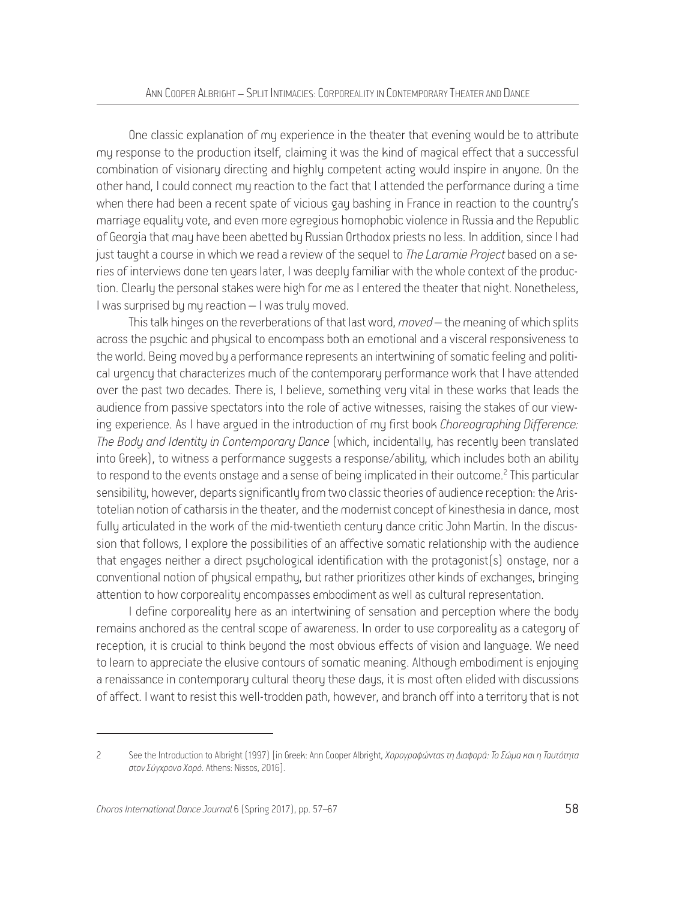One classic explanation of my experience in the theater that evening would be to attribute my response to the production itself, claiming it was the kind of magical effect that a successful combination of visionary directing and highly competent acting would inspire in anyone. On the other hand, I could connect my reaction to the fact that I attended the performance during a time when there had been a recent spate of vicious gay bashing in France in reaction to the country's marriage equality vote, and even more egregious homophobic violence in Russia and the Republic of Georgia that may have been abetted by Russian Orthodox priests no less. In addition, since I had just taught a course in which we read a review of the sequel to *The Laramie Project* based on a series of interviews done ten years later, I was deeply familiar with the whole context of the production. Clearly the personal stakes were high for me as I entered the theater that night. Nonetheless, I was surprised by my reaction — I was truly moved.

This talk hinges on the reverberations of that last word, *moved* — the meaning of which splits across the psychic and physical to encompass both an emotional and a visceral responsiveness to the world. Being moved by a performance represents an intertwining of somatic feeling and political urgency that characterizes much of the contemporary performance work that I have attended over the past two decades. There is, I believe, something very vital in these works that leads the audience from passive spectators into the role of active witnesses, raising the stakes of our viewing experience. As I have argued in the introduction of my first book *Choreographing Difference: The Body and Identity in Contemporary Dance* (which, incidentally, has recently been translated into Greek), to witness a performance suggests a response/ability, which includes both an ability to respond to the events onstage and a sense of being implicated in their outcome.[2] This particular sensibility, however, departs significantly from two classic theories of audience reception: the Aristotelian notion of catharsis in the theater, and the modernist concept of kinesthesia in dance, most fully articulated in the work of the mid-twentieth century dance critic John Martin. In the discussion that follows, I explore the possibilities of an affective somatic relationship with the audience that engages neither a direct psychological identification with the protagonist(s) onstage, nor a conventional notion of physical empathy, but rather prioritizes other kinds of exchanges, bringing attention to how corporeality encompasses embodiment as well as cultural representation.

I define corporeality here as an intertwining of sensation and perception where the body remains anchored as the central scope of awareness. In order to use corporeality as a category of reception, it is crucial to think beyond the most obvious effects of vision and language. We need to learn to appreciate the elusive contours of somatic meaning. Although embodiment is enjoying a renaissance in contemporary cultural theory these days, it is most often elided with discussions of affect. I want to resist this well-trodden path, however, and branch off into a territory that is not

---

2 See the Introduction to Albright (1997) [in Greek: Ann Cooper Albright, *Χορογραφώντας τη Διαφορά: Το Σώμα και η Ταυτότητα στον Σύγχρονο Χορό*. Athens: Nissos, 2016].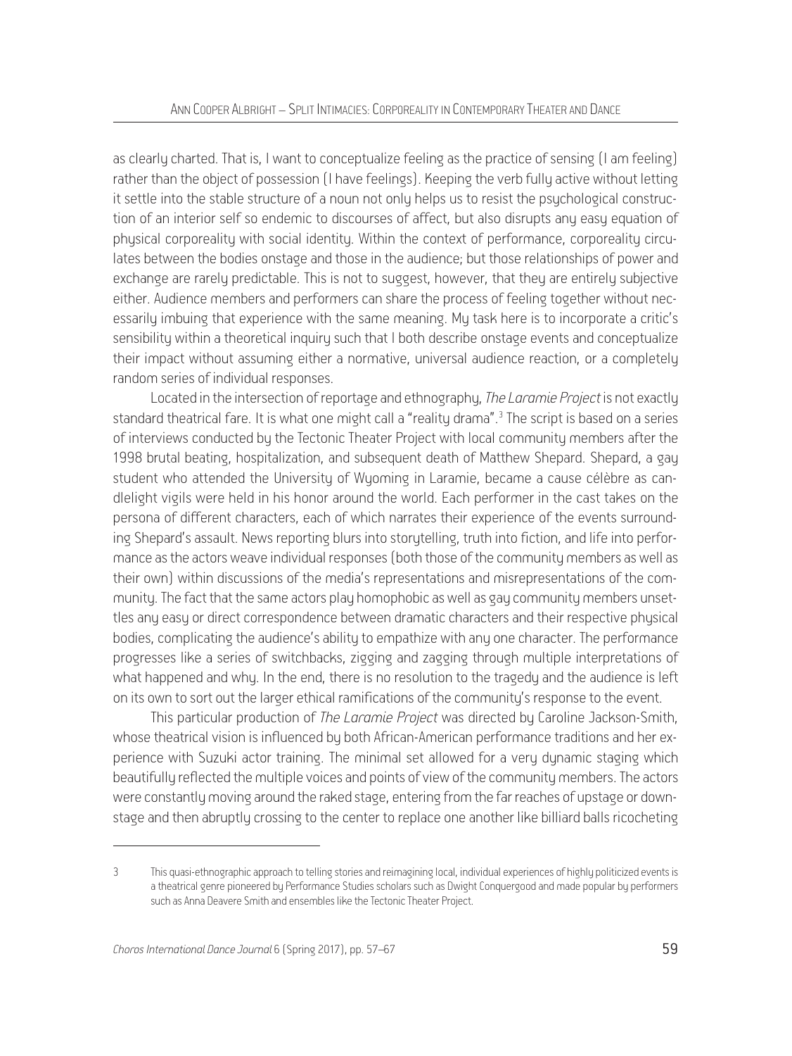as clearly charted. That is, I want to conceptualize feeling as the practice of sensing (I am feeling) rather than the object of possession (I have feelings). Keeping the verb fully active without letting it settle into the stable structure of a noun not only helps us to resist the psychological construction of an interior self so endemic to discourses of affect, but also disrupts any easy equation of physical corporeality with social identity. Within the context of performance, corporeality circulates between the bodies onstage and those in the audience; but those relationships of power and exchange are rarely predictable. This is not to suggest, however, that they are entirely subjective either. Audience members and performers can share the process of feeling together without necessarily imbuing that experience with the same meaning. My task here is to incorporate a critic's sensibility within a theoretical inquiry such that I both describe onstage events and conceptualize their impact without assuming either a normative, universal audience reaction, or a completely random series of individual responses.

Located in the intersection of reportage and ethnography, *The Laramie Project* is not exactly standard theatrical fare. It is what one might call a "reality drama".[3] The script is based on a series of interviews conducted by the Tectonic Theater Project with local community members after the 1998 brutal beating, hospitalization, and subsequent death of Matthew Shepard. Shepard, a gay student who attended the University of Wyoming in Laramie, became a cause célèbre as candlelight vigils were held in his honor around the world. Each performer in the cast takes on the persona of different characters, each of which narrates their experience of the events surrounding Shepard's assault. News reporting blurs into storytelling, truth into fiction, and life into performance as the actors weave individual responses (both those of the community members as well as their own) within discussions of the media's representations and misrepresentations of the community. The fact that the same actors play homophobic as well as gay community members unsettles any easy or direct correspondence between dramatic characters and their respective physical bodies, complicating the audience's ability to empathize with any one character. The performance progresses like a series of switchbacks, zigging and zagging through multiple interpretations of what happened and why. In the end, there is no resolution to the tragedy and the audience is left on its own to sort out the larger ethical ramifications of the community's response to the event.

This particular production of *The Laramie Project* was directed by Caroline Jackson-Smith, whose theatrical vision is influenced by both African-American performance traditions and her experience with Suzuki actor training. The minimal set allowed for a very dynamic staging which beautifully reflected the multiple voices and points of view of the community members. The actors were constantly moving around the raked stage, entering from the far reaches of upstage or downstage and then abruptly crossing to the center to replace one another like billiard balls ricocheting

---

3 This quasi-ethnographic approach to telling stories and reimagining local, individual experiences of highly politicized events is a theatrical genre pioneered by Performance Studies scholars such as Dwight Conquergood and made popular by performers such as Anna Deavere Smith and ensembles like the Tectonic Theater Project.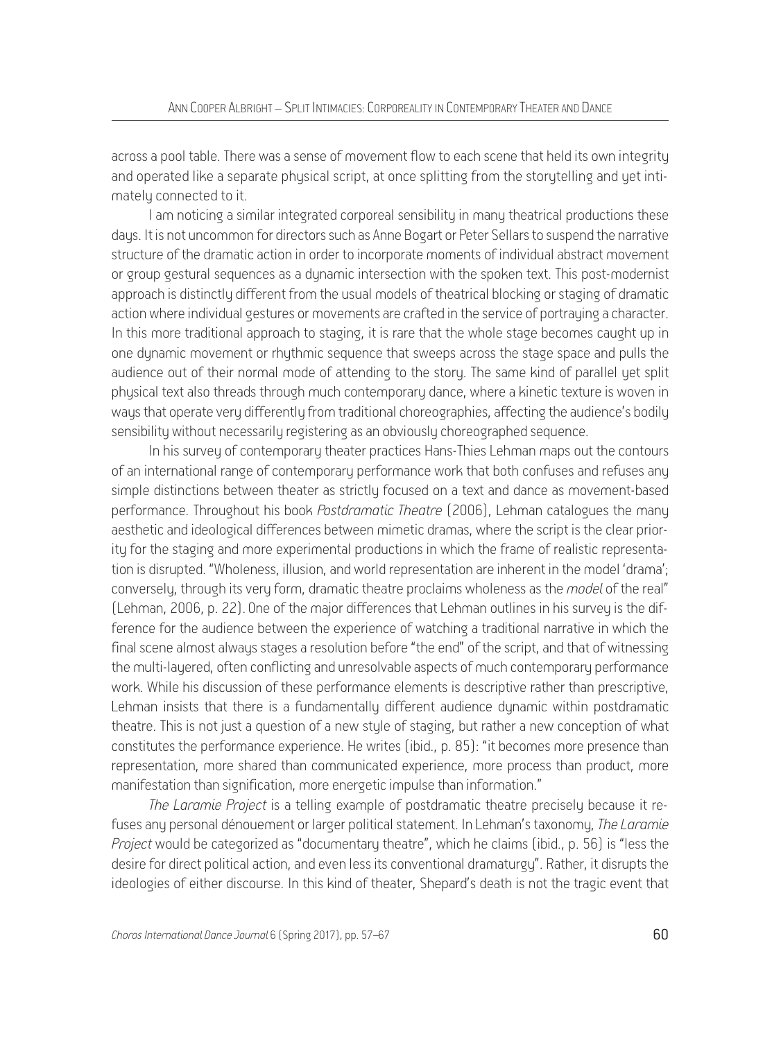across a pool table. There was a sense of movement flow to each scene that held its own integrity and operated like a separate physical script, at once splitting from the storytelling and yet intimately connected to it.

I am noticing a similar integrated corporeal sensibility in many theatrical productions these days. It is not uncommon for directors such as Anne Bogart or Peter Sellars to suspend the narrative structure of the dramatic action in order to incorporate moments of individual abstract movement or group gestural sequences as a dynamic intersection with the spoken text. This post-modernist approach is distinctly different from the usual models of theatrical blocking or staging of dramatic action where individual gestures or movements are crafted in the service of portraying a character. In this more traditional approach to staging, it is rare that the whole stage becomes caught up in one dynamic movement or rhythmic sequence that sweeps across the stage space and pulls the audience out of their normal mode of attending to the story. The same kind of parallel yet split physical text also threads through much contemporary dance, where a kinetic texture is woven in ways that operate very differently from traditional choreographies, affecting the audience's bodily sensibility without necessarily registering as an obviously choreographed sequence.

In his survey of contemporary theater practices Hans-Thies Lehman maps out the contours of an international range of contemporary performance work that both confuses and refuses any simple distinctions between theater as strictly focused on a text and dance as movement-based performance. Throughout his book *Postdramatic Theatre* (2006), Lehman catalogues the many aesthetic and ideological differences between mimetic dramas, where the script is the clear priority for the staging and more experimental productions in which the frame of realistic representation is disrupted. "Wholeness, illusion, and world representation are inherent in the model 'drama'; conversely, through its very form, dramatic theatre proclaims wholeness as the *model* of the real" (Lehman, 2006, p. 22). One of the major differences that Lehman outlines in his survey is the difference for the audience between the experience of watching a traditional narrative in which the final scene almost always stages a resolution before "the end" of the script, and that of witnessing the multi-layered, often conflicting and unresolvable aspects of much contemporary performance work. While his discussion of these performance elements is descriptive rather than prescriptive, Lehman insists that there is a fundamentally different audience dynamic within postdramatic theatre. This is not just a question of a new style of staging, but rather a new conception of what constitutes the performance experience. He writes (ibid., p. 85): "it becomes more presence than representation, more shared than communicated experience, more process than product, more manifestation than signification, more energetic impulse than information."

*The Laramie Project* is a telling example of postdramatic theatre precisely because it refuses any personal dénouement or larger political statement. In Lehman's taxonomy, *The Laramie Project* would be categorized as "documentary theatre", which he claims (ibid., p. 56) is "less the desire for direct political action, and even less its conventional dramaturgy". Rather, it disrupts the ideologies of either discourse. In this kind of theater, Shepard's death is not the tragic event that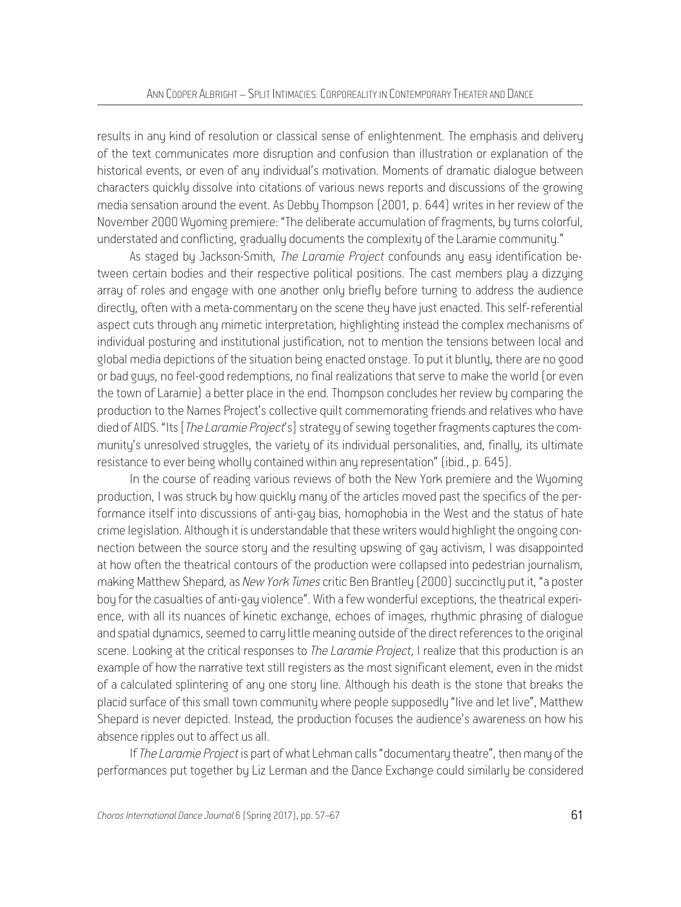results in any kind of resolution or classical sense of enlightenment. The emphasis and delivery of the text communicates more disruption and confusion than illustration or explanation of the historical events, or even of any individual's motivation. Moments of dramatic dialogue between characters quickly dissolve into citations of various news reports and discussions of the growing media sensation around the event. As Debby Thompson (2001, p. 644) writes in her review of the November 2000 Wyoming premiere: "The deliberate accumulation of fragments, by turns colorful, understated and conflicting, gradually documents the complexity of the Laramie community."

As staged by Jackson-Smith, *The Laramie Project* confounds any easy identification between certain bodies and their respective political positions. The cast members play a dizzying array of roles and engage with one another only briefly before turning to address the audience directly, often with a meta-commentary on the scene they have just enacted. This self-referential aspect cuts through any mimetic interpretation, highlighting instead the complex mechanisms of individual posturing and institutional justification, not to mention the tensions between local and global media depictions of the situation being enacted onstage. To put it bluntly, there are no good or bad guys, no feel-good redemptions, no final realizations that serve to make the world (or even the town of Laramie) a better place in the end. Thompson concludes her review by comparing the production to the Names Project's collective quilt commemorating friends and relatives who have died of AIDS. "Its [*The Laramie Project*'s] strategy of sewing together fragments captures the community's unresolved struggles, the variety of its individual personalities, and, finally, its ultimate resistance to ever being wholly contained within any representation" (ibid., p. 645).

In the course of reading various reviews of both the New York premiere and the Wyoming production, I was struck by how quickly many of the articles moved past the specifics of the performance itself into discussions of anti-gay bias, homophobia in the West and the status of hate crime legislation. Although it is understandable that these writers would highlight the ongoing connection between the source story and the resulting upswing of gay activism, I was disappointed at how often the theatrical contours of the production were collapsed into pedestrian journalism, making Matthew Shepard, as *New York Times* critic Ben Brantley (2000) succinctly put it, "a poster boy for the casualties of anti-gay violence". With a few wonderful exceptions, the theatrical experience, with all its nuances of kinetic exchange, echoes of images, rhythmic phrasing of dialogue and spatial dynamics, seemed to carry little meaning outside of the direct references to the original scene. Looking at the critical responses to *The Laramie Project*, I realize that this production is an example of how the narrative text still registers as the most significant element, even in the midst of a calculated splintering of any one story line. Although his death is the stone that breaks the placid surface of this small town community where people supposedly "live and let live", Matthew Shepard is never depicted. Instead, the production focuses the audience's awareness on how his absence ripples out to affect us all.

If *The Laramie Project* is part of what Lehman calls "documentary theatre", then many of the performances put together by Liz Lerman and the Dance Exchange could similarly be considered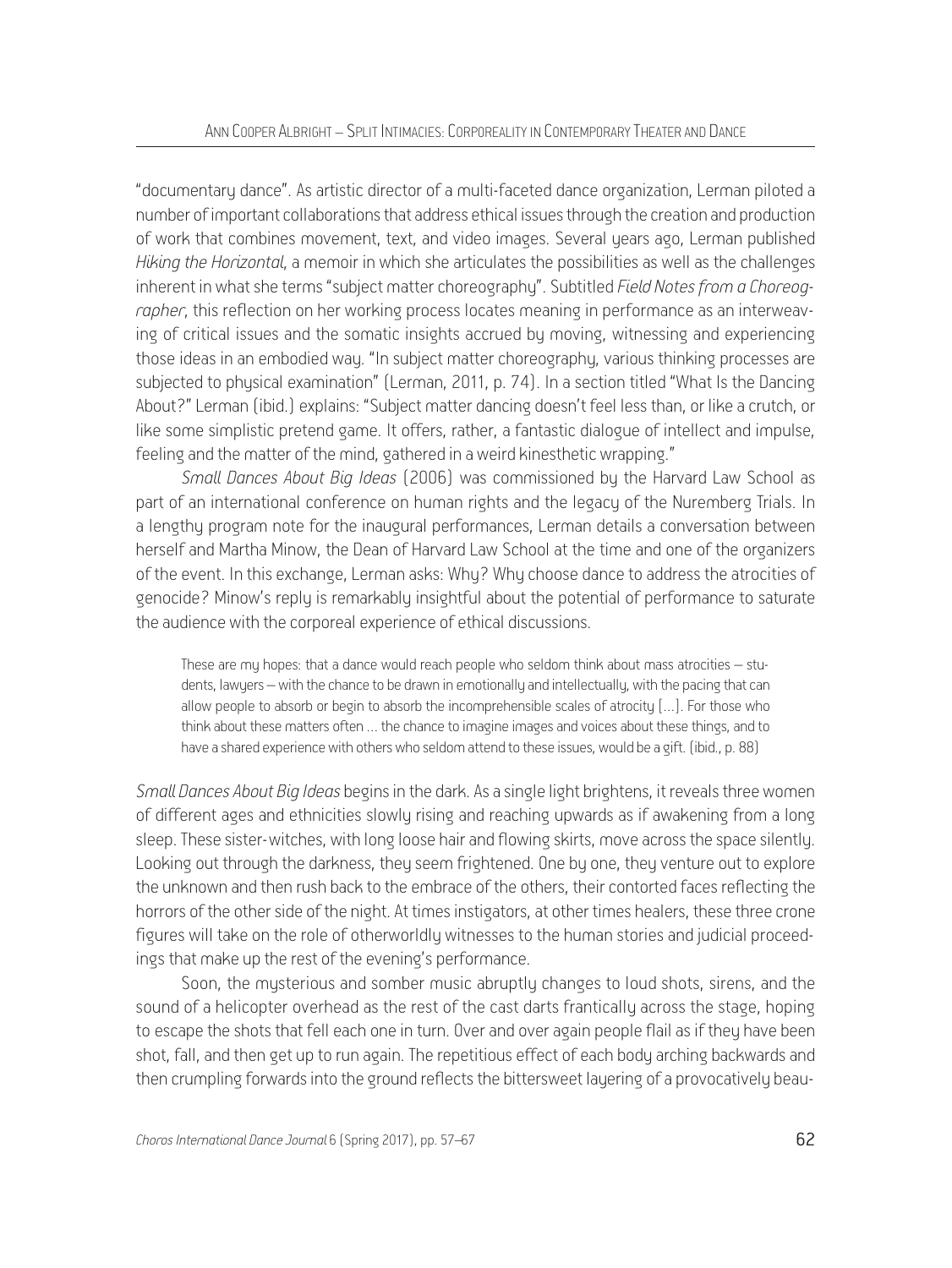"documentary dance". As artistic director of a multi-faceted dance organization, Lerman piloted a number of important collaborations that address ethical issues through the creation and production of work that combines movement, text, and video images. Several years ago, Lerman published *Hiking the Horizontal*, a memoir in which she articulates the possibilities as well as the challenges inherent in what she terms "subject matter choreography". Subtitled *Field Notes from a Choreographer*, this reflection on her working process locates meaning in performance as an interweaving of critical issues and the somatic insights accrued by moving, witnessing and experiencing those ideas in an embodied way. "In subject matter choreography, various thinking processes are subjected to physical examination" (Lerman, 2011, p. 74). In a section titled "What Is the Dancing About?" Lerman (ibid.) explains: "Subject matter dancing doesn't feel less than, or like a crutch, or like some simplistic pretend game. It offers, rather, a fantastic dialogue of intellect and impulse, feeling and the matter of the mind, gathered in a weird kinesthetic wrapping."

*Small Dances About Big Ideas* (2006) was commissioned by the Harvard Law School as part of an international conference on human rights and the legacy of the Nuremberg Trials. In a lengthy program note for the inaugural performances, Lerman details a conversation between herself and Martha Minow, the Dean of Harvard Law School at the time and one of the organizers of the event. In this exchange, Lerman asks: Why? Why choose dance to address the atrocities of genocide? Minow's reply is remarkably insightful about the potential of performance to saturate the audience with the corporeal experience of ethical discussions.

> These are my hopes: that a dance would reach people who seldom think about mass atrocities – students, lawyers – with the chance to be drawn in emotionally and intellectually, with the pacing that can allow people to absorb or begin to absorb the incomprehensible scales of atrocity [...]. For those who think about these matters often ... the chance to imagine images and voices about these things, and to have a shared experience with others who seldom attend to these issues, would be a gift. (ibid., p. 88)

*Small Dances About Big Ideas* begins in the dark. As a single light brightens, it reveals three women of different ages and ethnicities slowly rising and reaching upwards as if awakening from a long sleep. These sister-witches, with long loose hair and flowing skirts, move across the space silently. Looking out through the darkness, they seem frightened. One by one, they venture out to explore the unknown and then rush back to the embrace of the others, their contorted faces reflecting the horrors of the other side of the night. At times instigators, at other times healers, these three crone figures will take on the role of otherworldly witnesses to the human stories and judicial proceedings that make up the rest of the evening's performance.

Soon, the mysterious and somber music abruptly changes to loud shots, sirens, and the sound of a helicopter overhead as the rest of the cast darts frantically across the stage, hoping to escape the shots that fell each one in turn. Over and over again people flail as if they have been shot, fall, and then get up to run again. The repetitious effect of each body arching backwards and then crumpling forwards into the ground reflects the bittersweet layering of a provocatively beau-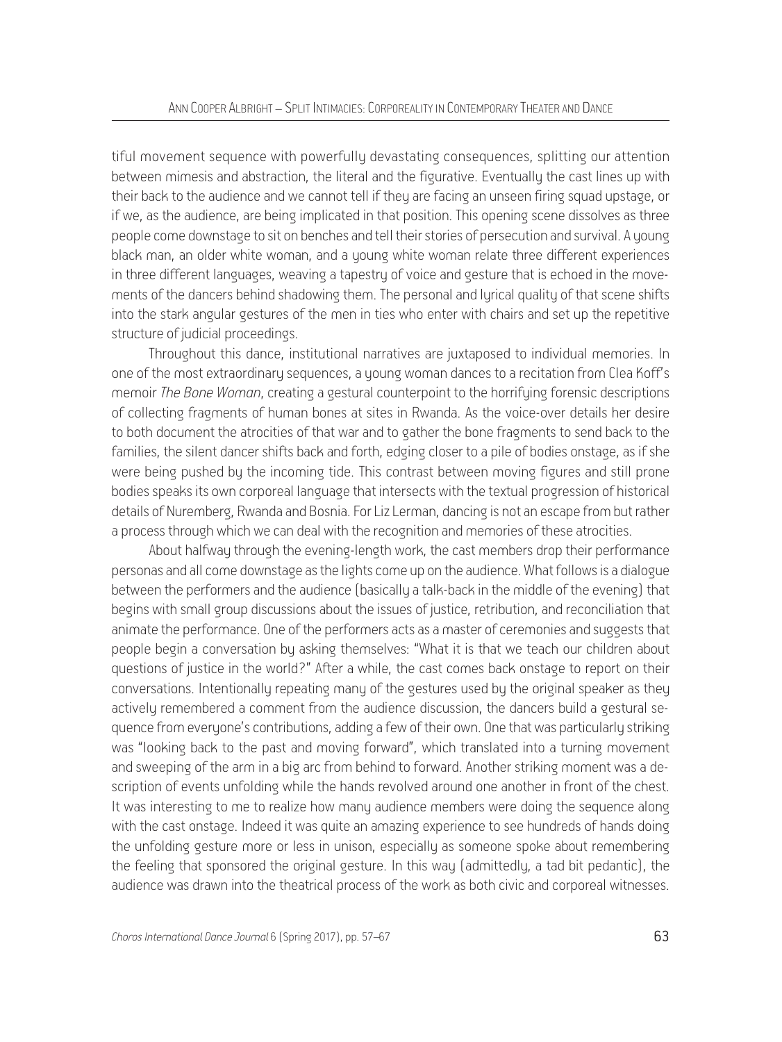tiful movement sequence with powerfully devastating consequences, splitting our attention between mimesis and abstraction, the literal and the figurative. Eventually the cast lines up with their back to the audience and we cannot tell if they are facing an unseen firing squad upstage, or if we, as the audience, are being implicated in that position. This opening scene dissolves as three people come downstage to sit on benches and tell their stories of persecution and survival. A young black man, an older white woman, and a young white woman relate three different experiences in three different languages, weaving a tapestry of voice and gesture that is echoed in the movements of the dancers behind shadowing them. The personal and lyrical quality of that scene shifts into the stark angular gestures of the men in ties who enter with chairs and set up the repetitive structure of judicial proceedings.

Throughout this dance, institutional narratives are juxtaposed to individual memories. In one of the most extraordinary sequences, a young woman dances to a recitation from Clea Koff's memoir *The Bone Woman*, creating a gestural counterpoint to the horrifying forensic descriptions of collecting fragments of human bones at sites in Rwanda. As the voice-over details her desire to both document the atrocities of that war and to gather the bone fragments to send back to the families, the silent dancer shifts back and forth, edging closer to a pile of bodies onstage, as if she were being pushed by the incoming tide. This contrast between moving figures and still prone bodies speaks its own corporeal language that intersects with the textual progression of historical details of Nuremberg, Rwanda and Bosnia. For Liz Lerman, dancing is not an escape from but rather a process through which we can deal with the recognition and memories of these atrocities.

About halfway through the evening-length work, the cast members drop their performance personas and all come downstage as the lights come up on the audience. What follows is a dialogue between the performers and the audience (basically a talk-back in the middle of the evening) that begins with small group discussions about the issues of justice, retribution, and reconciliation that animate the performance. One of the performers acts as a master of ceremonies and suggests that people begin a conversation by asking themselves: "What it is that we teach our children about questions of justice in the world?" After a while, the cast comes back onstage to report on their conversations. Intentionally repeating many of the gestures used by the original speaker as they actively remembered a comment from the audience discussion, the dancers build a gestural sequence from everyone's contributions, adding a few of their own. One that was particularly striking was "looking back to the past and moving forward", which translated into a turning movement and sweeping of the arm in a big arc from behind to forward. Another striking moment was a description of events unfolding while the hands revolved around one another in front of the chest. It was interesting to me to realize how many audience members were doing the sequence along with the cast onstage. Indeed it was quite an amazing experience to see hundreds of hands doing the unfolding gesture more or less in unison, especially as someone spoke about remembering the feeling that sponsored the original gesture. In this way (admittedly, a tad bit pedantic), the audience was drawn into the theatrical process of the work as both civic and corporeal witnesses.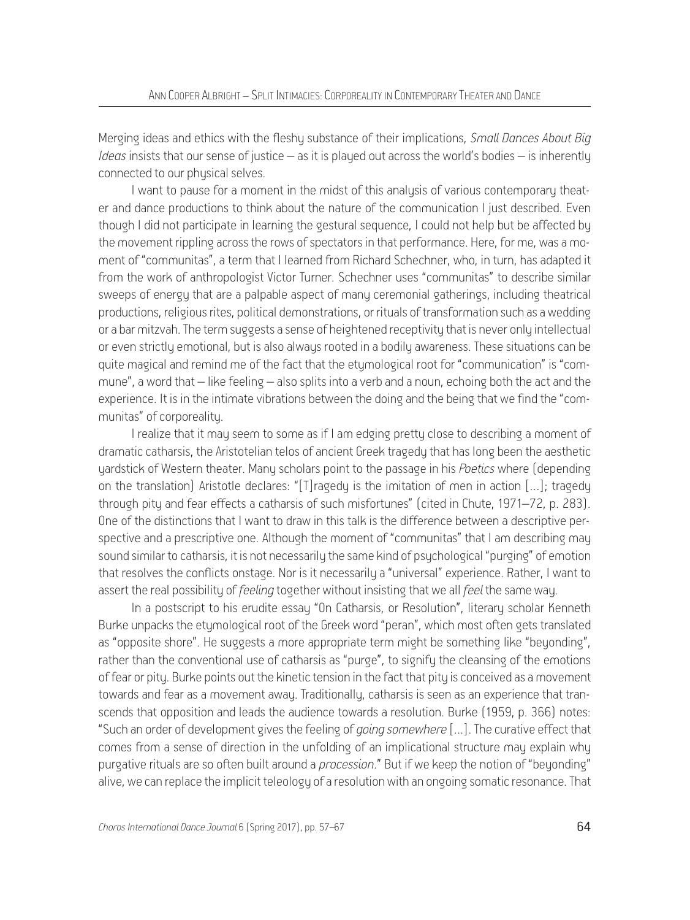Merging ideas and ethics with the fleshy substance of their implications, *Small Dances About Big Ideas* insists that our sense of justice – as it is played out across the world's bodies – is inherently connected to our physical selves.

I want to pause for a moment in the midst of this analysis of various contemporary theater and dance productions to think about the nature of the communication I just described. Even though I did not participate in learning the gestural sequence, I could not help but be affected by the movement rippling across the rows of spectators in that performance. Here, for me, was a moment of "communitas", a term that I learned from Richard Schechner, who, in turn, has adapted it from the work of anthropologist Victor Turner. Schechner uses "communitas" to describe similar sweeps of energy that are a palpable aspect of many ceremonial gatherings, including theatrical productions, religious rites, political demonstrations, or rituals of transformation such as a wedding or a bar mitzvah. The term suggests a sense of heightened receptivity that is never only intellectual or even strictly emotional, but is also always rooted in a bodily awareness. These situations can be quite magical and remind me of the fact that the etymological root for "communication" is "commune", a word that – like feeling – also splits into a verb and a noun, echoing both the act and the experience. It is in the intimate vibrations between the doing and the being that we find the "communitas" of corporeality.

I realize that it may seem to some as if I am edging pretty close to describing a moment of dramatic catharsis, the Aristotelian telos of ancient Greek tragedy that has long been the aesthetic yardstick of Western theater. Many scholars point to the passage in his *Poetics* where (depending on the translation) Aristotle declares: "[T]ragedy is the imitation of men in action [...]; tragedy through pity and fear effects a catharsis of such misfortunes" (cited in Chute, 1971–72, p. 283). One of the distinctions that I want to draw in this talk is the difference between a descriptive perspective and a prescriptive one. Although the moment of "communitas" that I am describing may sound similar to catharsis, it is not necessarily the same kind of psychological "purging" of emotion that resolves the conflicts onstage. Nor is it necessarily a "universal" experience. Rather, I want to assert the real possibility of *feeling* together without insisting that we all *feel* the same way.

In a postscript to his erudite essay "On Catharsis, or Resolution", literary scholar Kenneth Burke unpacks the etymological root of the Greek word "peran", which most often gets translated as "opposite shore". He suggests a more appropriate term might be something like "beyonding", rather than the conventional use of catharsis as "purge", to signify the cleansing of the emotions of fear or pity. Burke points out the kinetic tension in the fact that pity is conceived as a movement towards and fear as a movement away. Traditionally, catharsis is seen as an experience that transcends that opposition and leads the audience towards a resolution. Burke (1959, p. 366) notes: "Such an order of development gives the feeling of *going somewhere* [...]. The curative effect that comes from a sense of direction in the unfolding of an implicational structure may explain why purgative rituals are so often built around a *procession*." But if we keep the notion of "beyonding" alive, we can replace the implicit teleology of a resolution with an ongoing somatic resonance. That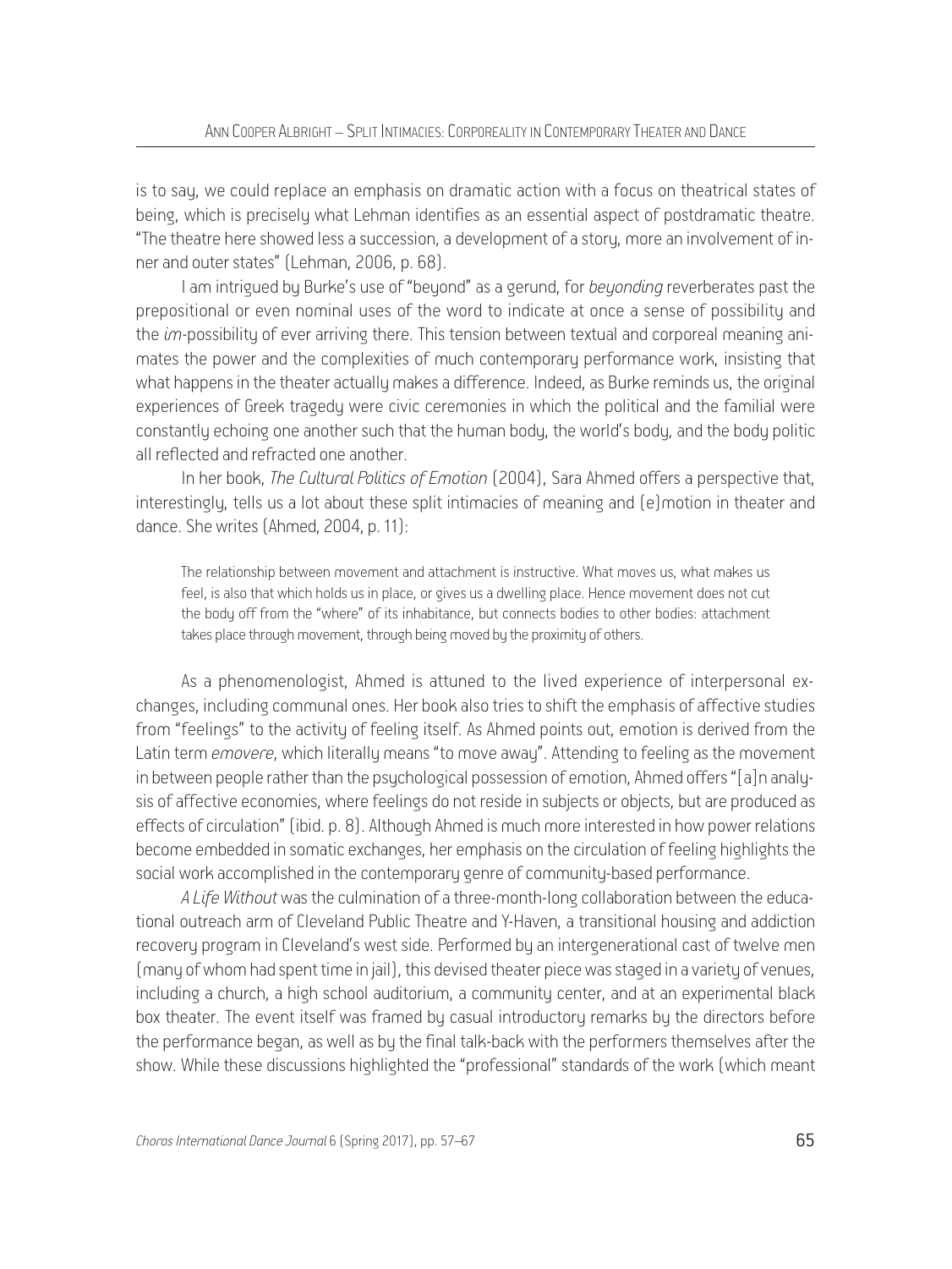is to say, we could replace an emphasis on dramatic action with a focus on theatrical states of being, which is precisely what Lehman identifies as an essential aspect of postdramatic theatre. "The theatre here showed less a succession, a development of a story, more an involvement of inner and outer states" (Lehman, 2006, p. 68).

I am intrigued by Burke's use of "beyond" as a gerund, for *beyonding* reverberates past the prepositional or even nominal uses of the word to indicate at once a sense of possibility and the *im*-possibility of ever arriving there. This tension between textual and corporeal meaning animates the power and the complexities of much contemporary performance work, insisting that what happens in the theater actually makes a difference. Indeed, as Burke reminds us, the original experiences of Greek tragedy were civic ceremonies in which the political and the familial were constantly echoing one another such that the human body, the world's body, and the body politic all reflected and refracted one another.

In her book, *The Cultural Politics of Emotion* (2004), Sara Ahmed offers a perspective that, interestingly, tells us a lot about these split intimacies of meaning and (e)motion in theater and dance. She writes (Ahmed, 2004, p. 11):

> The relationship between movement and attachment is instructive. What moves us, what makes us feel, is also that which holds us in place, or gives us a dwelling place. Hence movement does not cut the body off from the "where" of its inhabitance, but connects bodies to other bodies: attachment takes place through movement, through being moved by the proximity of others.

As a phenomenologist, Ahmed is attuned to the lived experience of interpersonal exchanges, including communal ones. Her book also tries to shift the emphasis of affective studies from "feelings" to the activity of feeling itself. As Ahmed points out, emotion is derived from the Latin term *emovere*, which literally means "to move away". Attending to feeling as the movement in between people rather than the psychological possession of emotion, Ahmed offers "[a]n analysis of affective economies, where feelings do not reside in subjects or objects, but are produced as effects of circulation" (ibid. p. 8). Although Ahmed is much more interested in how power relations become embedded in somatic exchanges, her emphasis on the circulation of feeling highlights the social work accomplished in the contemporary genre of community-based performance.

*A Life Without* was the culmination of a three-month-long collaboration between the educational outreach arm of Cleveland Public Theatre and Y-Haven, a transitional housing and addiction recovery program in Cleveland's west side. Performed by an intergenerational cast of twelve men (many of whom had spent time in jail), this devised theater piece was staged in a variety of venues, including a church, a high school auditorium, a community center, and at an experimental black box theater. The event itself was framed by casual introductory remarks by the directors before the performance began, as well as by the final talk-back with the performers themselves after the show. While these discussions highlighted the "professional" standards of the work (which meant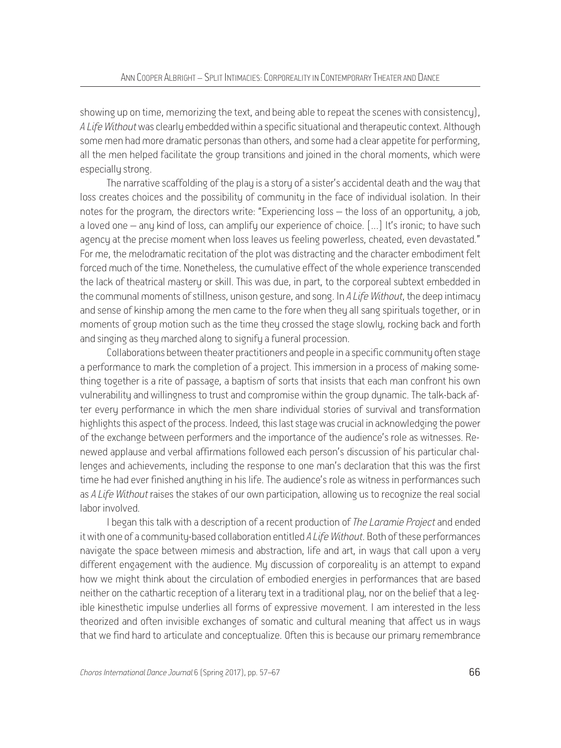showing up on time, memorizing the text, and being able to repeat the scenes with consistency), *A Life Without* was clearly embedded within a specific situational and therapeutic context. Although some men had more dramatic personas than others, and some had a clear appetite for performing, all the men helped facilitate the group transitions and joined in the choral moments, which were especially strong.

The narrative scaffolding of the play is a story of a sister's accidental death and the way that loss creates choices and the possibility of community in the face of individual isolation. In their notes for the program, the directors write: "Experiencing loss – the loss of an opportunity, a job, a loved one – any kind of loss, can amplify our experience of choice. [...] It's ironic; to have such agency at the precise moment when loss leaves us feeling powerless, cheated, even devastated." For me, the melodramatic recitation of the plot was distracting and the character embodiment felt forced much of the time. Nonetheless, the cumulative effect of the whole experience transcended the lack of theatrical mastery or skill. This was due, in part, to the corporeal subtext embedded in the communal moments of stillness, unison gesture, and song. In *A Life Without*, the deep intimacy and sense of kinship among the men came to the fore when they all sang spirituals together, or in moments of group motion such as the time they crossed the stage slowly, rocking back and forth and singing as they marched along to signify a funeral procession.

Collaborations between theater practitioners and people in a specific community often stage a performance to mark the completion of a project. This immersion in a process of making something together is a rite of passage, a baptism of sorts that insists that each man confront his own vulnerability and willingness to trust and compromise within the group dynamic. The talk-back after every performance in which the men share individual stories of survival and transformation highlights this aspect of the process. Indeed, this last stage was crucial in acknowledging the power of the exchange between performers and the importance of the audience's role as witnesses. Renewed applause and verbal affirmations followed each person's discussion of his particular challenges and achievements, including the response to one man's declaration that this was the first time he had ever finished anything in his life. The audience's role as witness in performances such as *A Life Without* raises the stakes of our own participation, allowing us to recognize the real social labor involved.

I began this talk with a description of a recent production of *The Laramie Project* and ended it with one of a community-based collaboration entitled *A Life Without*. Both of these performances navigate the space between mimesis and abstraction, life and art, in ways that call upon a very different engagement with the audience. My discussion of corporeality is an attempt to expand how we might think about the circulation of embodied energies in performances that are based neither on the cathartic reception of a literary text in a traditional play, nor on the belief that a legible kinesthetic impulse underlies all forms of expressive movement. I am interested in the less theorized and often invisible exchanges of somatic and cultural meaning that affect us in ways that we find hard to articulate and conceptualize. Often this is because our primary remembrance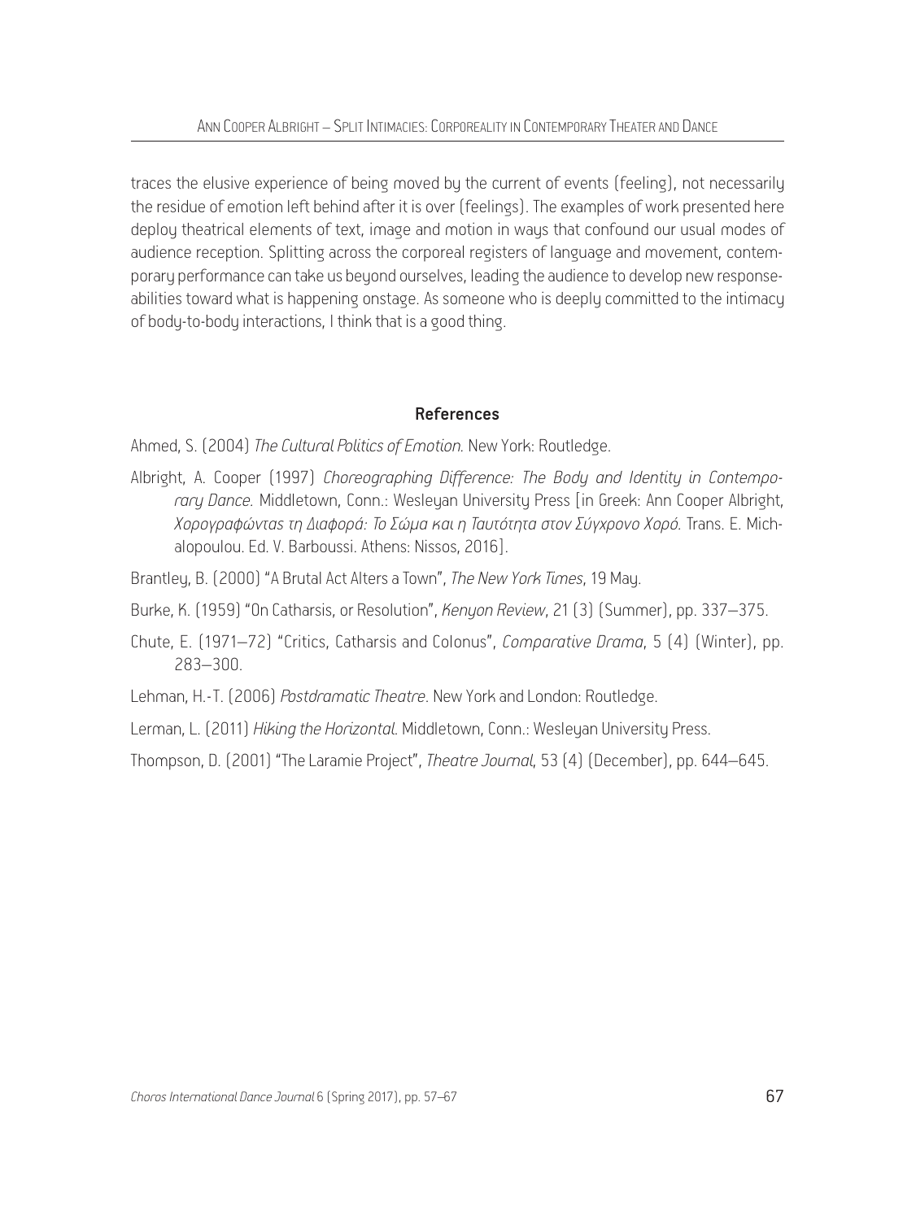traces the elusive experience of being moved by the current of events (feeling), not necessarily the residue of emotion left behind after it is over (feelings). The examples of work presented here deploy theatrical elements of text, image and motion in ways that confound our usual modes of audience reception. Splitting across the corporeal registers of language and movement, contemporary performance can take us beyond ourselves, leading the audience to develop new response-abilities toward what is happening onstage. As someone who is deeply committed to the intimacy of body-to-body interactions, I think that is a good thing.

## References

Ahmed, S. (2004) *The Cultural Politics of Emotion.* New York: Routledge.

Albright, A. Cooper (1997) *Choreographing Difference: The Body and Identity in Contemporary Dance.* Middletown, Conn.: Wesleyan University Press [in Greek: Ann Cooper Albright, *Χορογραφώντας τη Διαφορά: Το Σώμα και η Ταυτότητα στον Σύγχρονο Χορό.* Trans. E. Michalopoulou. Ed. V. Barboussi. Athens: Nissos, 2016].

Brantley, B. (2000) "A Brutal Act Alters a Town", *The New York Times*, 19 May.

Burke, K. (1959) "On Catharsis, or Resolution", *Kenyon Review*, 21 (3) (Summer), pp. 337–375.

Chute, E. (1971–72) "Critics, Catharsis and Colonus", *Comparative Drama*, 5 (4) (Winter), pp. 283–300.

Lehman, H.-T. (2006) *Postdramatic Theatre*. New York and London: Routledge.

Lerman, L. (2011) *Hiking the Horizontal*. Middletown, Conn.: Wesleyan University Press.

Thompson, D. (2001) "The Laramie Project", *Theatre Journal*, 53 (4) (December), pp. 644–645.